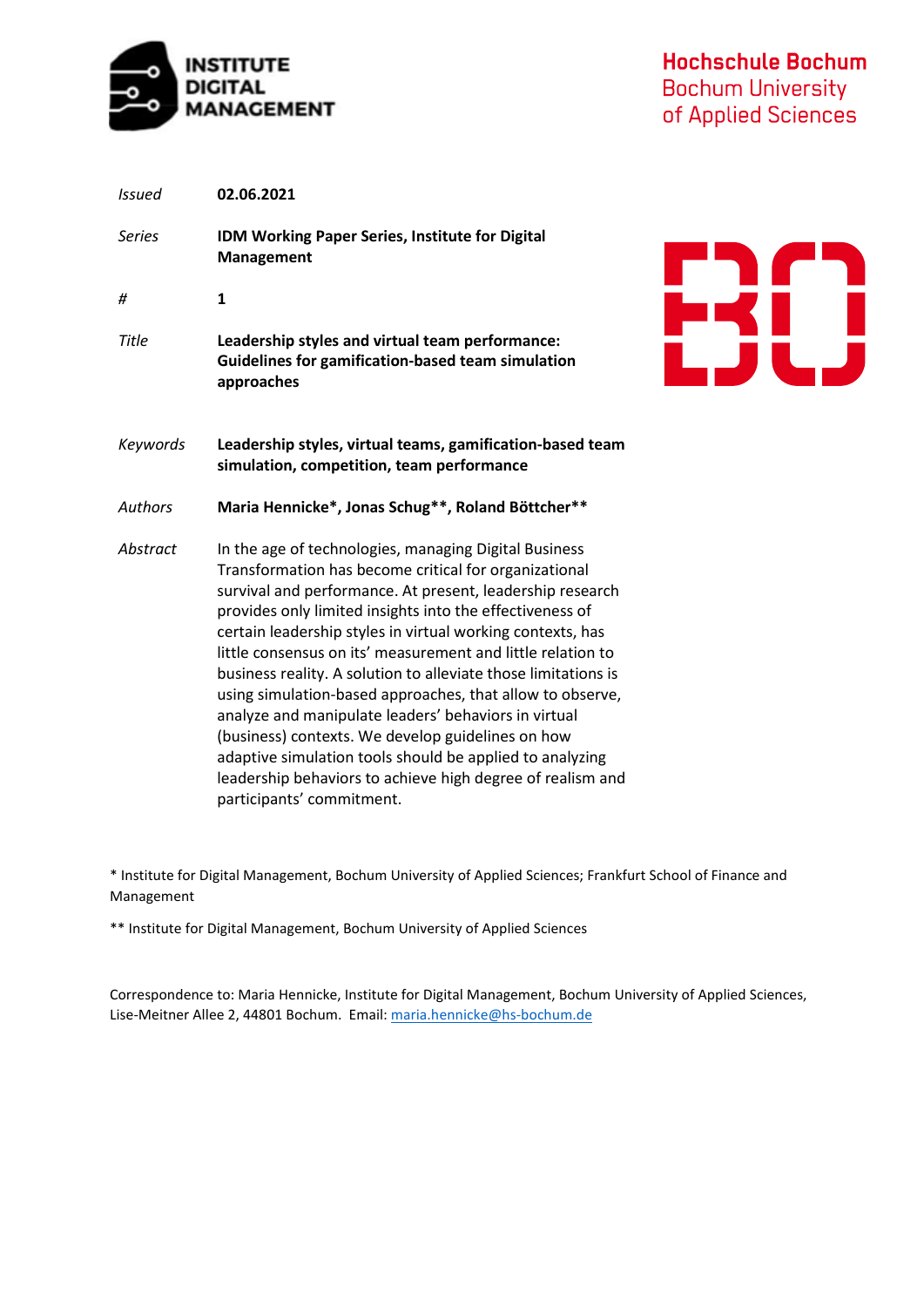INSTITUTE DIGITAL MANAGEMENT

Hochschule Bochum
Bochum University
of Applied Sciences

| | |
|---|---|
| *Issued* | **02.06.2021** |
| *Series* | **IDM Working Paper Series, Institute for Digital Management** |
| *#* | **1** |
| *Title* | **Leadership styles and virtual team performance: Guidelines for gamification-based team simulation approaches** |
| *Keywords* | **Leadership styles, virtual teams, gamification-based team simulation, competition, team performance** |
| *Authors* | **Maria Hennicke\*, Jonas Schug\*\*, Roland Böttcher\*\*** |
| *Abstract* | In the age of technologies, managing Digital Business Transformation has become critical for organizational survival and performance. At present, leadership research provides only limited insights into the effectiveness of certain leadership styles in virtual working contexts, has little consensus on its' measurement and little relation to business reality. A solution to alleviate those limitations is using simulation-based approaches, that allow to observe, analyze and manipulate leaders' behaviors in virtual (business) contexts. We develop guidelines on how adaptive simulation tools should be applied to analyzing leadership behaviors to achieve high degree of realism and participants' commitment. |

\* Institute for Digital Management, Bochum University of Applied Sciences; Frankfurt School of Finance and Management

\*\* Institute for Digital Management, Bochum University of Applied Sciences

Correspondence to: Maria Hennicke, Institute for Digital Management, Bochum University of Applied Sciences, Lise-Meitner Allee 2, 44801 Bochum. Email: maria.hennicke@hs-bochum.de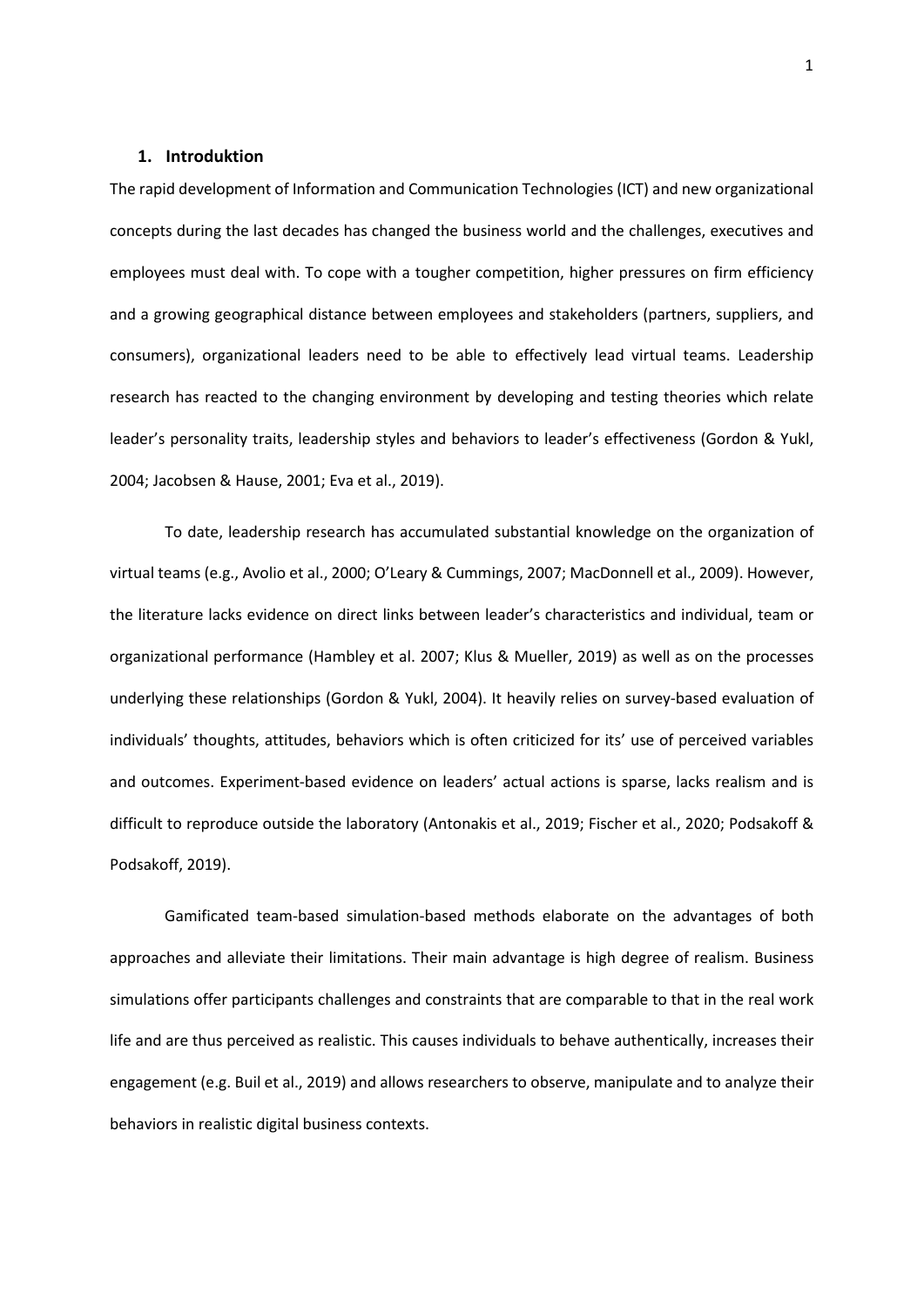## 1. Introduktion

The rapid development of Information and Communication Technologies (ICT) and new organizational concepts during the last decades has changed the business world and the challenges, executives and employees must deal with. To cope with a tougher competition, higher pressures on firm efficiency and a growing geographical distance between employees and stakeholders (partners, suppliers, and consumers), organizational leaders need to be able to effectively lead virtual teams. Leadership research has reacted to the changing environment by developing and testing theories which relate leader's personality traits, leadership styles and behaviors to leader's effectiveness (Gordon & Yukl, 2004; Jacobsen & Hause, 2001; Eva et al., 2019).

To date, leadership research has accumulated substantial knowledge on the organization of virtual teams (e.g., Avolio et al., 2000; O'Leary & Cummings, 2007; MacDonnell et al., 2009). However, the literature lacks evidence on direct links between leader's characteristics and individual, team or organizational performance (Hambley et al. 2007; Klus & Mueller, 2019) as well as on the processes underlying these relationships (Gordon & Yukl, 2004). It heavily relies on survey-based evaluation of individuals' thoughts, attitudes, behaviors which is often criticized for its' use of perceived variables and outcomes. Experiment-based evidence on leaders' actual actions is sparse, lacks realism and is difficult to reproduce outside the laboratory (Antonakis et al., 2019; Fischer et al., 2020; Podsakoff & Podsakoff, 2019).

Gamificated team-based simulation-based methods elaborate on the advantages of both approaches and alleviate their limitations. Their main advantage is high degree of realism. Business simulations offer participants challenges and constraints that are comparable to that in the real work life and are thus perceived as realistic. This causes individuals to behave authentically, increases their engagement (e.g. Buil et al., 2019) and allows researchers to observe, manipulate and to analyze their behaviors in realistic digital business contexts.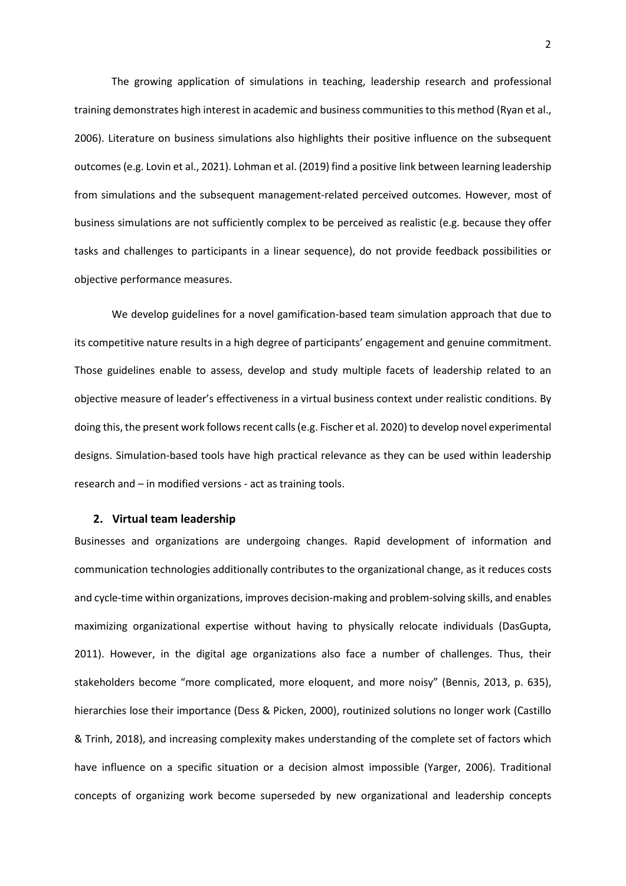The growing application of simulations in teaching, leadership research and professional training demonstrates high interest in academic and business communities to this method (Ryan et al., 2006). Literature on business simulations also highlights their positive influence on the subsequent outcomes (e.g. Lovin et al., 2021). Lohman et al. (2019) find a positive link between learning leadership from simulations and the subsequent management-related perceived outcomes. However, most of business simulations are not sufficiently complex to be perceived as realistic (e.g. because they offer tasks and challenges to participants in a linear sequence), do not provide feedback possibilities or objective performance measures.

We develop guidelines for a novel gamification-based team simulation approach that due to its competitive nature results in a high degree of participants' engagement and genuine commitment. Those guidelines enable to assess, develop and study multiple facets of leadership related to an objective measure of leader's effectiveness in a virtual business context under realistic conditions. By doing this, the present work follows recent calls (e.g. Fischer et al. 2020) to develop novel experimental designs. Simulation-based tools have high practical relevance as they can be used within leadership research and – in modified versions - act as training tools.

## 2. Virtual team leadership

Businesses and organizations are undergoing changes. Rapid development of information and communication technologies additionally contributes to the organizational change, as it reduces costs and cycle-time within organizations, improves decision-making and problem-solving skills, and enables maximizing organizational expertise without having to physically relocate individuals (DasGupta, 2011). However, in the digital age organizations also face a number of challenges. Thus, their stakeholders become "more complicated, more eloquent, and more noisy" (Bennis, 2013, p. 635), hierarchies lose their importance (Dess & Picken, 2000), routinized solutions no longer work (Castillo & Trinh, 2018), and increasing complexity makes understanding of the complete set of factors which have influence on a specific situation or a decision almost impossible (Yarger, 2006). Traditional concepts of organizing work become superseded by new organizational and leadership concepts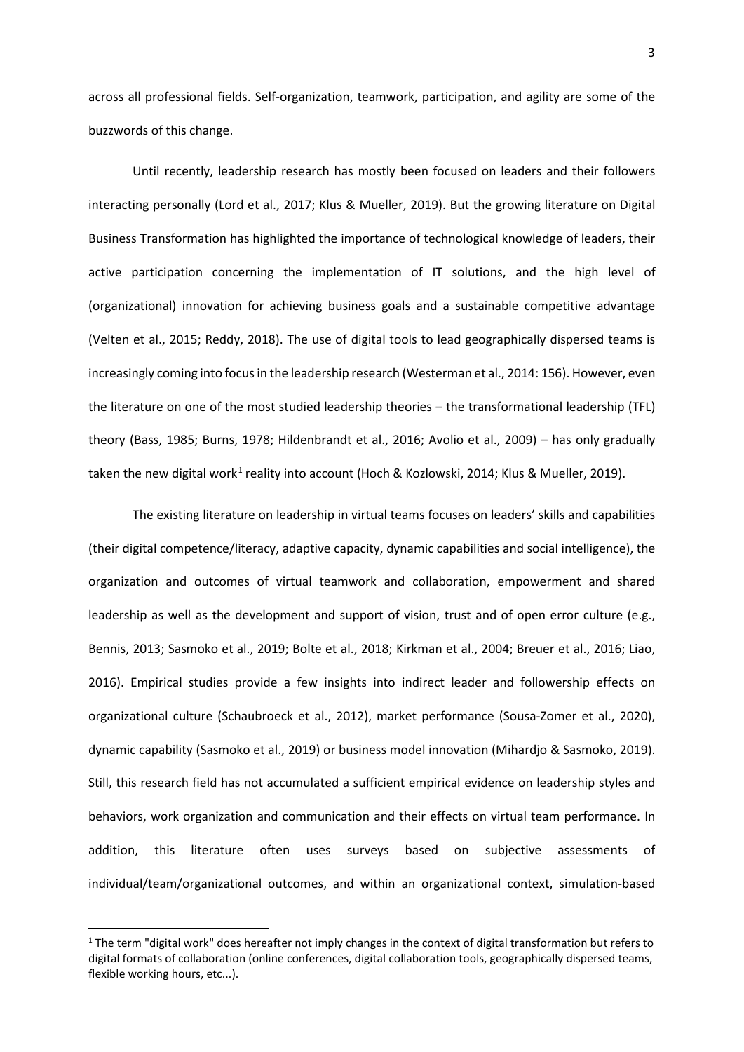across all professional fields. Self-organization, teamwork, participation, and agility are some of the buzzwords of this change.

Until recently, leadership research has mostly been focused on leaders and their followers interacting personally (Lord et al., 2017; Klus & Mueller, 2019). But the growing literature on Digital Business Transformation has highlighted the importance of technological knowledge of leaders, their active participation concerning the implementation of IT solutions, and the high level of (organizational) innovation for achieving business goals and a sustainable competitive advantage (Velten et al., 2015; Reddy, 2018). The use of digital tools to lead geographically dispersed teams is increasingly coming into focus in the leadership research (Westerman et al., 2014: 156). However, even the literature on one of the most studied leadership theories – the transformational leadership (TFL) theory (Bass, 1985; Burns, 1978; Hildenbrandt et al., 2016; Avolio et al., 2009) – has only gradually taken the new digital work[1] reality into account (Hoch & Kozlowski, 2014; Klus & Mueller, 2019).

The existing literature on leadership in virtual teams focuses on leaders' skills and capabilities (their digital competence/literacy, adaptive capacity, dynamic capabilities and social intelligence), the organization and outcomes of virtual teamwork and collaboration, empowerment and shared leadership as well as the development and support of vision, trust and of open error culture (e.g., Bennis, 2013; Sasmoko et al., 2019; Bolte et al., 2018; Kirkman et al., 2004; Breuer et al., 2016; Liao, 2016). Empirical studies provide a few insights into indirect leader and followership effects on organizational culture (Schaubroeck et al., 2012), market performance (Sousa-Zomer et al., 2020), dynamic capability (Sasmoko et al., 2019) or business model innovation (Mihardjo & Sasmoko, 2019). Still, this research field has not accumulated a sufficient empirical evidence on leadership styles and behaviors, work organization and communication and their effects on virtual team performance. In addition, this literature often uses surveys based on subjective assessments of individual/team/organizational outcomes, and within an organizational context, simulation-based

[1] The term "digital work" does hereafter not imply changes in the context of digital transformation but refers to digital formats of collaboration (online conferences, digital collaboration tools, geographically dispersed teams, flexible working hours, etc...).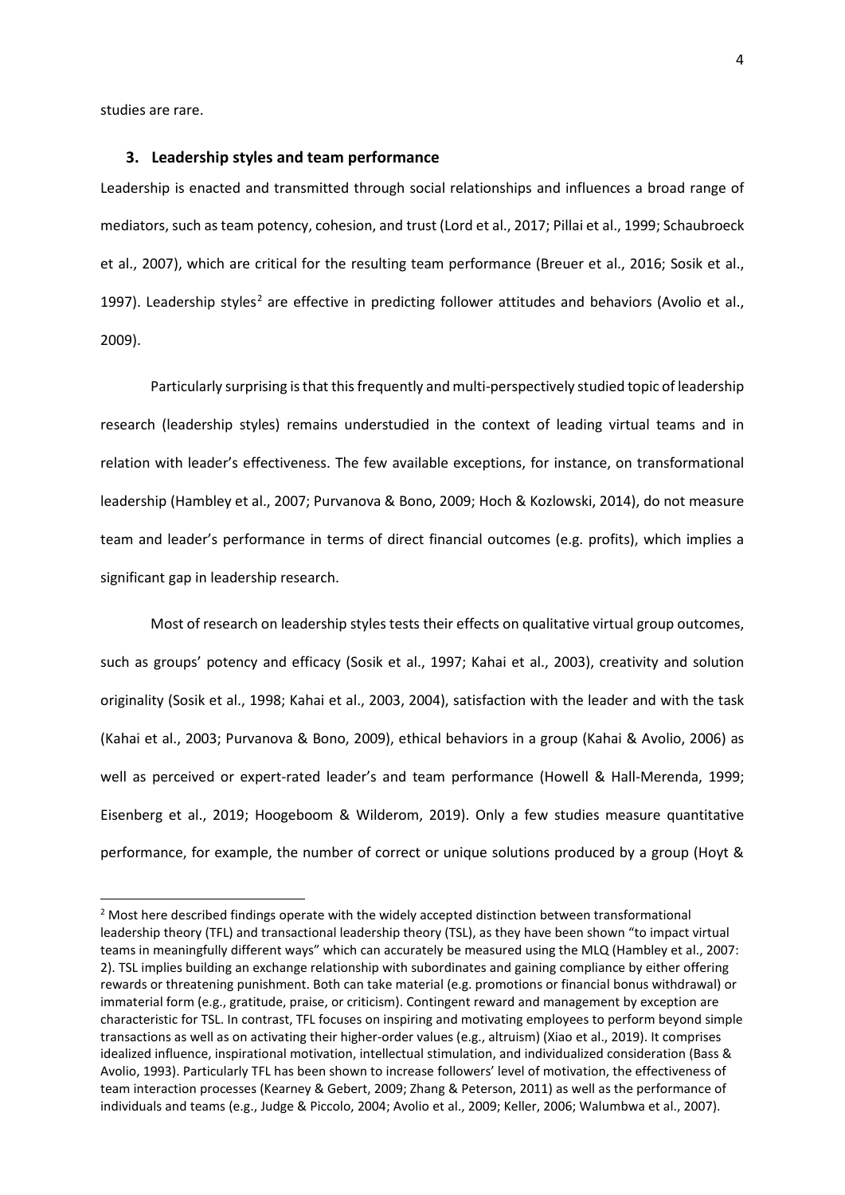studies are rare.

## 3. Leadership styles and team performance

Leadership is enacted and transmitted through social relationships and influences a broad range of mediators, such as team potency, cohesion, and trust (Lord et al., 2017; Pillai et al., 1999; Schaubroeck et al., 2007), which are critical for the resulting team performance (Breuer et al., 2016; Sosik et al., 1997). Leadership styles[2] are effective in predicting follower attitudes and behaviors (Avolio et al., 2009).

Particularly surprising is that this frequently and multi-perspectively studied topic of leadership research (leadership styles) remains understudied in the context of leading virtual teams and in relation with leader's effectiveness. The few available exceptions, for instance, on transformational leadership (Hambley et al., 2007; Purvanova & Bono, 2009; Hoch & Kozlowski, 2014), do not measure team and leader's performance in terms of direct financial outcomes (e.g. profits), which implies a significant gap in leadership research.

Most of research on leadership styles tests their effects on qualitative virtual group outcomes, such as groups' potency and efficacy (Sosik et al., 1997; Kahai et al., 2003), creativity and solution originality (Sosik et al., 1998; Kahai et al., 2003, 2004), satisfaction with the leader and with the task (Kahai et al., 2003; Purvanova & Bono, 2009), ethical behaviors in a group (Kahai & Avolio, 2006) as well as perceived or expert-rated leader's and team performance (Howell & Hall-Merenda, 1999; Eisenberg et al., 2019; Hoogeboom & Wilderom, 2019). Only a few studies measure quantitative performance, for example, the number of correct or unique solutions produced by a group (Hoyt &

[2] Most here described findings operate with the widely accepted distinction between transformational leadership theory (TFL) and transactional leadership theory (TSL), as they have been shown "to impact virtual teams in meaningfully different ways" which can accurately be measured using the MLQ (Hambley et al., 2007: 2). TSL implies building an exchange relationship with subordinates and gaining compliance by either offering rewards or threatening punishment. Both can take material (e.g. promotions or financial bonus withdrawal) or immaterial form (e.g., gratitude, praise, or criticism). Contingent reward and management by exception are characteristic for TSL. In contrast, TFL focuses on inspiring and motivating employees to perform beyond simple transactions as well as on activating their higher-order values (e.g., altruism) (Xiao et al., 2019). It comprises idealized influence, inspirational motivation, intellectual stimulation, and individualized consideration (Bass & Avolio, 1993). Particularly TFL has been shown to increase followers' level of motivation, the effectiveness of team interaction processes (Kearney & Gebert, 2009; Zhang & Peterson, 2011) as well as the performance of individuals and teams (e.g., Judge & Piccolo, 2004; Avolio et al., 2009; Keller, 2006; Walumbwa et al., 2007).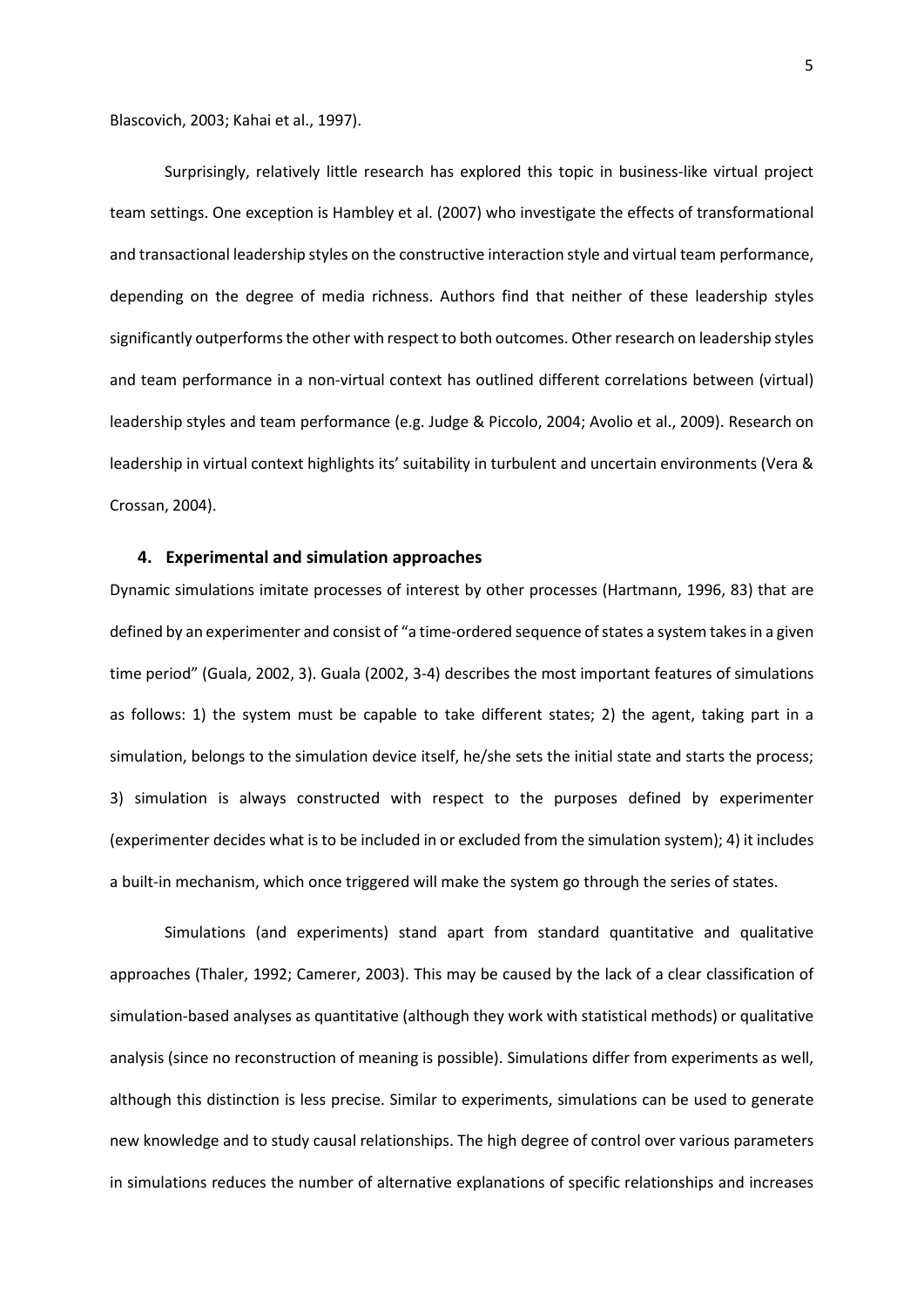Blascovich, 2003; Kahai et al., 1997).

Surprisingly, relatively little research has explored this topic in business-like virtual project team settings. One exception is Hambley et al. (2007) who investigate the effects of transformational and transactional leadership styles on the constructive interaction style and virtual team performance, depending on the degree of media richness. Authors find that neither of these leadership styles significantly outperforms the other with respect to both outcomes. Other research on leadership styles and team performance in a non-virtual context has outlined different correlations between (virtual) leadership styles and team performance (e.g. Judge & Piccolo, 2004; Avolio et al., 2009). Research on leadership in virtual context highlights its' suitability in turbulent and uncertain environments (Vera & Crossan, 2004).

## 4. Experimental and simulation approaches

Dynamic simulations imitate processes of interest by other processes (Hartmann, 1996, 83) that are defined by an experimenter and consist of "a time-ordered sequence of states a system takes in a given time period" (Guala, 2002, 3). Guala (2002, 3-4) describes the most important features of simulations as follows: 1) the system must be capable to take different states; 2) the agent, taking part in a simulation, belongs to the simulation device itself, he/she sets the initial state and starts the process; 3) simulation is always constructed with respect to the purposes defined by experimenter (experimenter decides what is to be included in or excluded from the simulation system); 4) it includes a built-in mechanism, which once triggered will make the system go through the series of states.

Simulations (and experiments) stand apart from standard quantitative and qualitative approaches (Thaler, 1992; Camerer, 2003). This may be caused by the lack of a clear classification of simulation-based analyses as quantitative (although they work with statistical methods) or qualitative analysis (since no reconstruction of meaning is possible). Simulations differ from experiments as well, although this distinction is less precise. Similar to experiments, simulations can be used to generate new knowledge and to study causal relationships. The high degree of control over various parameters in simulations reduces the number of alternative explanations of specific relationships and increases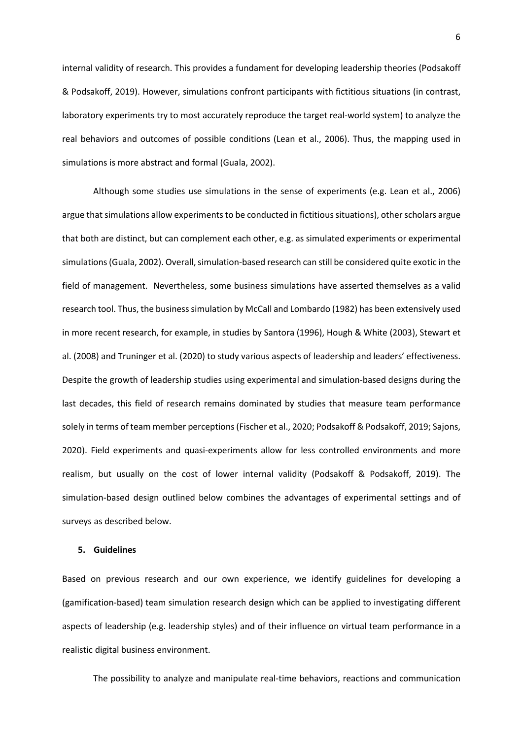internal validity of research. This provides a fundament for developing leadership theories (Podsakoff & Podsakoff, 2019). However, simulations confront participants with fictitious situations (in contrast, laboratory experiments try to most accurately reproduce the target real-world system) to analyze the real behaviors and outcomes of possible conditions (Lean et al., 2006). Thus, the mapping used in simulations is more abstract and formal (Guala, 2002).

Although some studies use simulations in the sense of experiments (e.g. Lean et al., 2006) argue that simulations allow experiments to be conducted in fictitious situations), other scholars argue that both are distinct, but can complement each other, e.g. as simulated experiments or experimental simulations (Guala, 2002). Overall, simulation-based research can still be considered quite exotic in the field of management. Nevertheless, some business simulations have asserted themselves as a valid research tool. Thus, the business simulation by McCall and Lombardo (1982) has been extensively used in more recent research, for example, in studies by Santora (1996), Hough & White (2003), Stewart et al. (2008) and Truninger et al. (2020) to study various aspects of leadership and leaders' effectiveness. Despite the growth of leadership studies using experimental and simulation-based designs during the last decades, this field of research remains dominated by studies that measure team performance solely in terms of team member perceptions (Fischer et al., 2020; Podsakoff & Podsakoff, 2019; Sajons, 2020). Field experiments and quasi-experiments allow for less controlled environments and more realism, but usually on the cost of lower internal validity (Podsakoff & Podsakoff, 2019). The simulation-based design outlined below combines the advantages of experimental settings and of surveys as described below.

## 5. Guidelines

Based on previous research and our own experience, we identify guidelines for developing a (gamification-based) team simulation research design which can be applied to investigating different aspects of leadership (e.g. leadership styles) and of their influence on virtual team performance in a realistic digital business environment.

The possibility to analyze and manipulate real-time behaviors, reactions and communication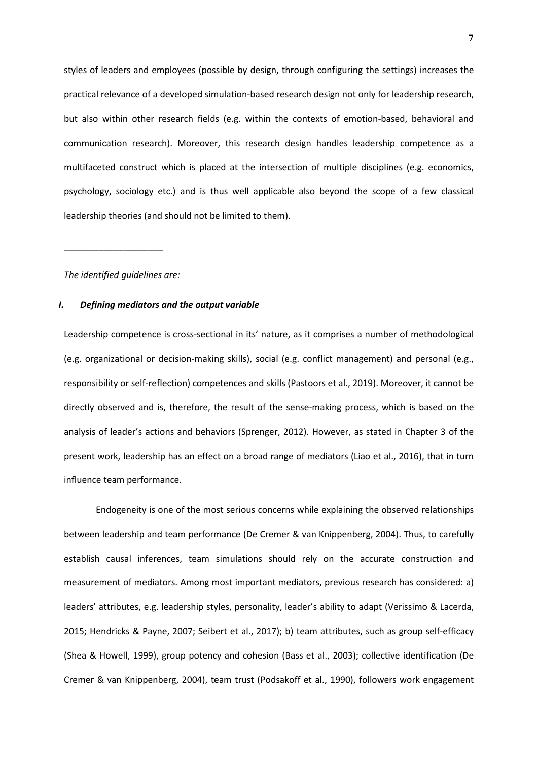styles of leaders and employees (possible by design, through configuring the settings) increases the practical relevance of a developed simulation-based research design not only for leadership research, but also within other research fields (e.g. within the contexts of emotion-based, behavioral and communication research). Moreover, this research design handles leadership competence as a multifaceted construct which is placed at the intersection of multiple disciplines (e.g. economics, psychology, sociology etc.) and is thus well applicable also beyond the scope of a few classical leadership theories (and should not be limited to them).

____________________

*The identified guidelines are:*

### *I. Defining mediators and the output variable*

Leadership competence is cross-sectional in its' nature, as it comprises a number of methodological (e.g. organizational or decision-making skills), social (e.g. conflict management) and personal (e.g., responsibility or self-reflection) competences and skills (Pastoors et al., 2019). Moreover, it cannot be directly observed and is, therefore, the result of the sense-making process, which is based on the analysis of leader's actions and behaviors (Sprenger, 2012). However, as stated in Chapter 3 of the present work, leadership has an effect on a broad range of mediators (Liao et al., 2016), that in turn influence team performance.

Endogeneity is one of the most serious concerns while explaining the observed relationships between leadership and team performance (De Cremer & van Knippenberg, 2004). Thus, to carefully establish causal inferences, team simulations should rely on the accurate construction and measurement of mediators. Among most important mediators, previous research has considered: a) leaders' attributes, e.g. leadership styles, personality, leader's ability to adapt (Verissimo & Lacerda, 2015; Hendricks & Payne, 2007; Seibert et al., 2017); b) team attributes, such as group self-efficacy (Shea & Howell, 1999), group potency and cohesion (Bass et al., 2003); collective identification (De Cremer & van Knippenberg, 2004), team trust (Podsakoff et al., 1990), followers work engagement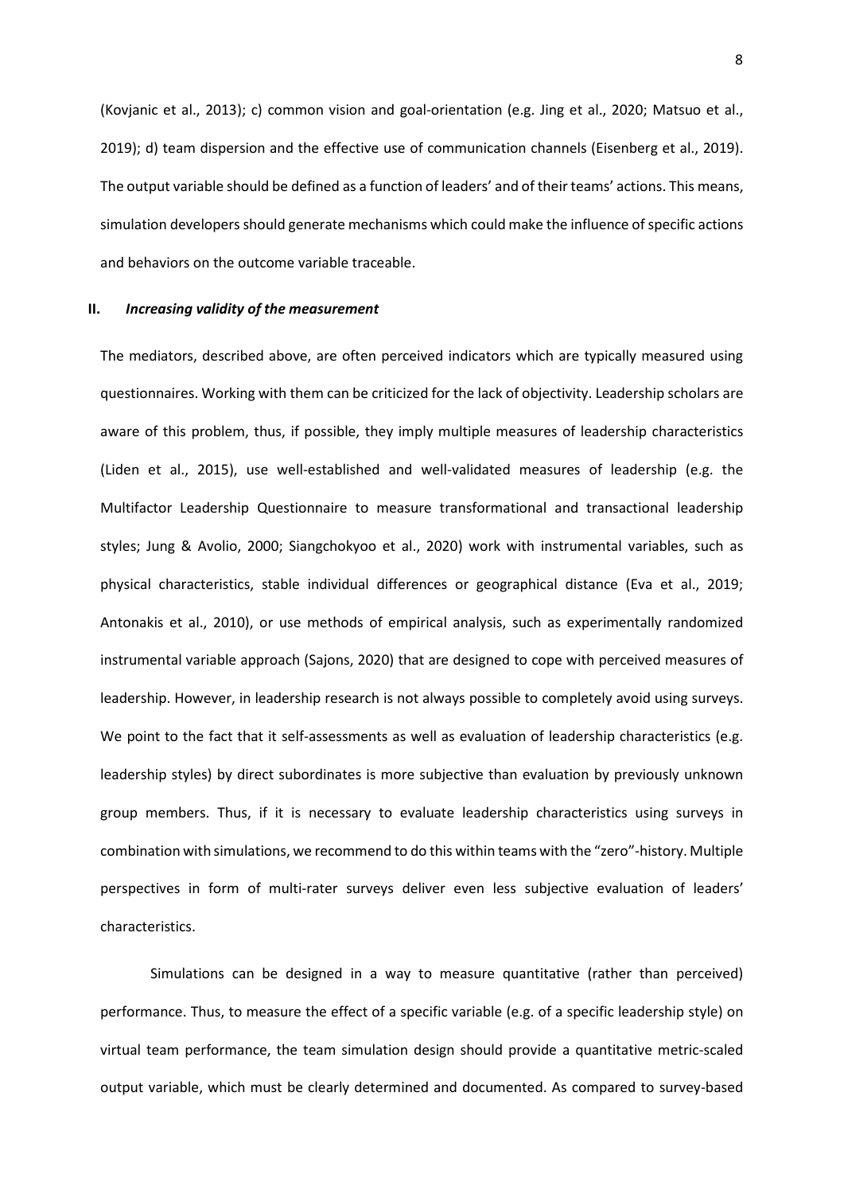(Kovjanic et al., 2013); c) common vision and goal-orientation (e.g. Jing et al., 2020; Matsuo et al., 2019); d) team dispersion and the effective use of communication channels (Eisenberg et al., 2019). The output variable should be defined as a function of leaders' and of their teams' actions. This means, simulation developers should generate mechanisms which could make the influence of specific actions and behaviors on the outcome variable traceable.

### II. *Increasing validity of the measurement*

The mediators, described above, are often perceived indicators which are typically measured using questionnaires. Working with them can be criticized for the lack of objectivity. Leadership scholars are aware of this problem, thus, if possible, they imply multiple measures of leadership characteristics (Liden et al., 2015), use well-established and well-validated measures of leadership (e.g. the Multifactor Leadership Questionnaire to measure transformational and transactional leadership styles; Jung & Avolio, 2000; Siangchokyoo et al., 2020) work with instrumental variables, such as physical characteristics, stable individual differences or geographical distance (Eva et al., 2019; Antonakis et al., 2010), or use methods of empirical analysis, such as experimentally randomized instrumental variable approach (Sajons, 2020) that are designed to cope with perceived measures of leadership. However, in leadership research is not always possible to completely avoid using surveys. We point to the fact that it self-assessments as well as evaluation of leadership characteristics (e.g. leadership styles) by direct subordinates is more subjective than evaluation by previously unknown group members. Thus, if it is necessary to evaluate leadership characteristics using surveys in combination with simulations, we recommend to do this within teams with the "zero"-history. Multiple perspectives in form of multi-rater surveys deliver even less subjective evaluation of leaders' characteristics.

Simulations can be designed in a way to measure quantitative (rather than perceived) performance. Thus, to measure the effect of a specific variable (e.g. of a specific leadership style) on virtual team performance, the team simulation design should provide a quantitative metric-scaled output variable, which must be clearly determined and documented. As compared to survey-based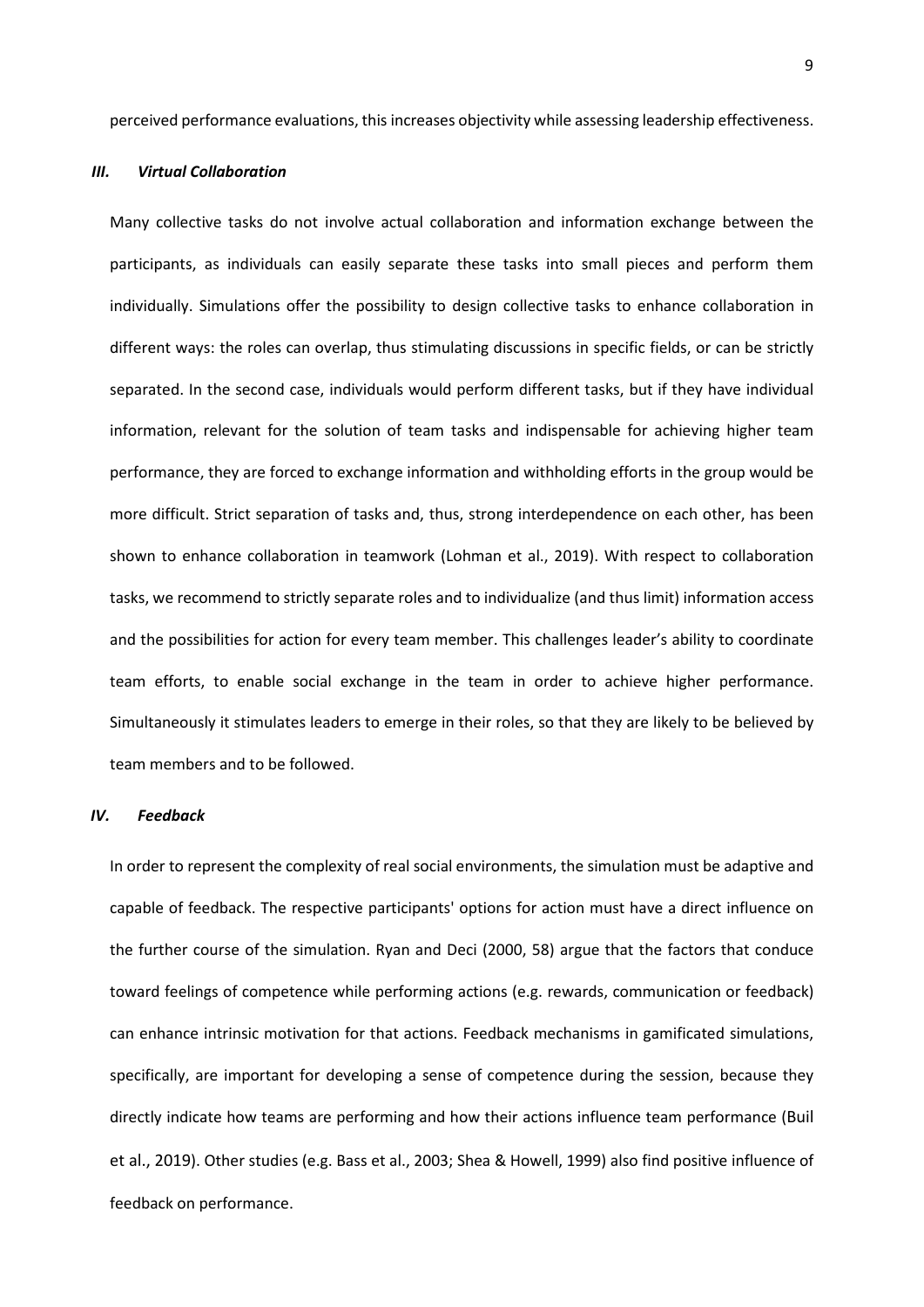perceived performance evaluations, this increases objectivity while assessing leadership effectiveness.

### *III. Virtual Collaboration*

Many collective tasks do not involve actual collaboration and information exchange between the participants, as individuals can easily separate these tasks into small pieces and perform them individually. Simulations offer the possibility to design collective tasks to enhance collaboration in different ways: the roles can overlap, thus stimulating discussions in specific fields, or can be strictly separated. In the second case, individuals would perform different tasks, but if they have individual information, relevant for the solution of team tasks and indispensable for achieving higher team performance, they are forced to exchange information and withholding efforts in the group would be more difficult. Strict separation of tasks and, thus, strong interdependence on each other, has been shown to enhance collaboration in teamwork (Lohman et al., 2019). With respect to collaboration tasks, we recommend to strictly separate roles and to individualize (and thus limit) information access and the possibilities for action for every team member. This challenges leader's ability to coordinate team efforts, to enable social exchange in the team in order to achieve higher performance. Simultaneously it stimulates leaders to emerge in their roles, so that they are likely to be believed by team members and to be followed.

### *IV. Feedback*

In order to represent the complexity of real social environments, the simulation must be adaptive and capable of feedback. The respective participants' options for action must have a direct influence on the further course of the simulation. Ryan and Deci (2000, 58) argue that the factors that conduce toward feelings of competence while performing actions (e.g. rewards, communication or feedback) can enhance intrinsic motivation for that actions. Feedback mechanisms in gamificated simulations, specifically, are important for developing a sense of competence during the session, because they directly indicate how teams are performing and how their actions influence team performance (Buil et al., 2019). Other studies (e.g. Bass et al., 2003; Shea & Howell, 1999) also find positive influence of feedback on performance.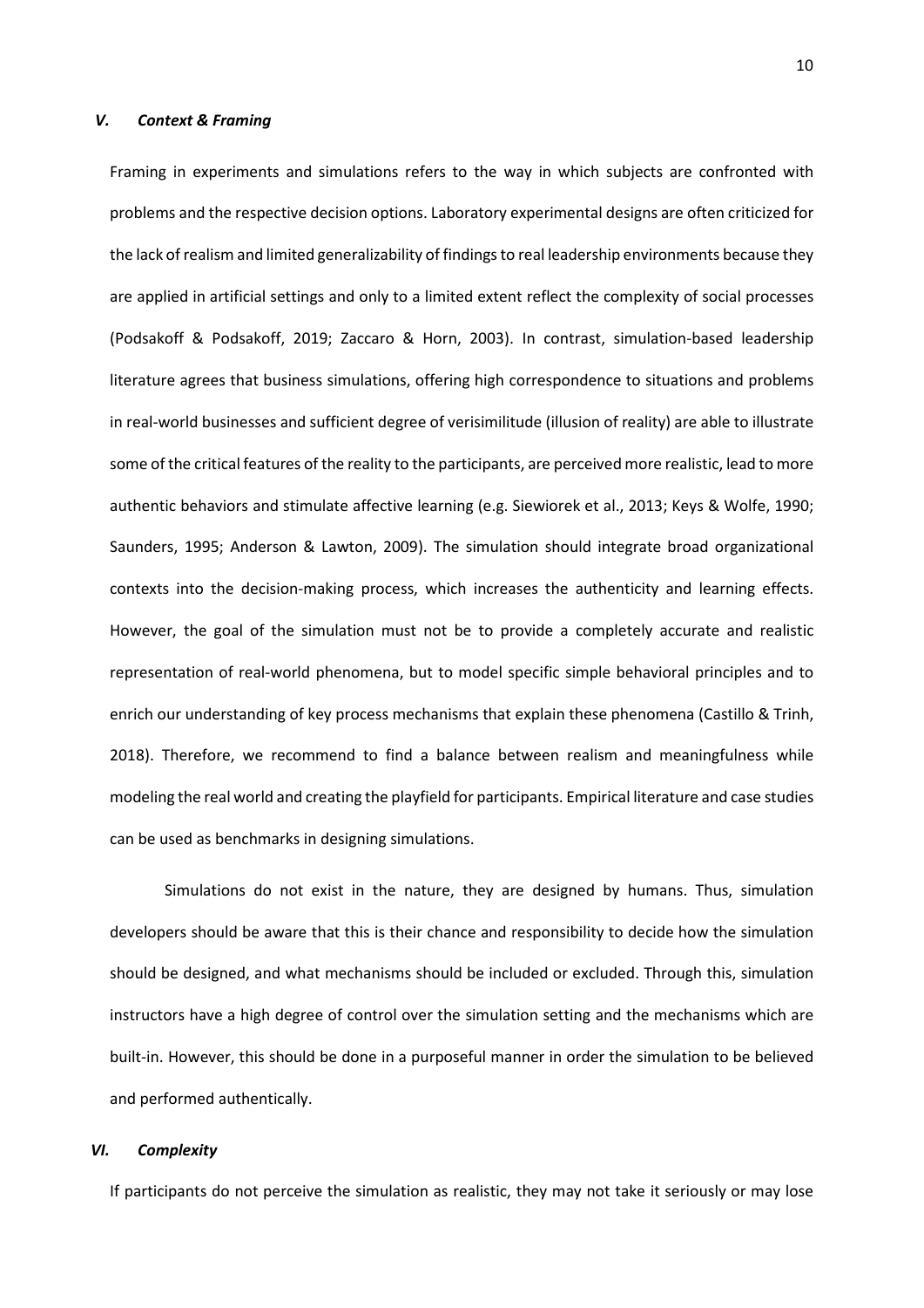### *V. Context & Framing*

Framing in experiments and simulations refers to the way in which subjects are confronted with problems and the respective decision options. Laboratory experimental designs are often criticized for the lack of realism and limited generalizability of findings to real leadership environments because they are applied in artificial settings and only to a limited extent reflect the complexity of social processes (Podsakoff & Podsakoff, 2019; Zaccaro & Horn, 2003). In contrast, simulation-based leadership literature agrees that business simulations, offering high correspondence to situations and problems in real-world businesses and sufficient degree of verisimilitude (illusion of reality) are able to illustrate some of the critical features of the reality to the participants, are perceived more realistic, lead to more authentic behaviors and stimulate affective learning (e.g. Siewiorek et al., 2013; Keys & Wolfe, 1990; Saunders, 1995; Anderson & Lawton, 2009). The simulation should integrate broad organizational contexts into the decision-making process, which increases the authenticity and learning effects. However, the goal of the simulation must not be to provide a completely accurate and realistic representation of real-world phenomena, but to model specific simple behavioral principles and to enrich our understanding of key process mechanisms that explain these phenomena (Castillo & Trinh, 2018). Therefore, we recommend to find a balance between realism and meaningfulness while modeling the real world and creating the playfield for participants. Empirical literature and case studies can be used as benchmarks in designing simulations.

Simulations do not exist in the nature, they are designed by humans. Thus, simulation developers should be aware that this is their chance and responsibility to decide how the simulation should be designed, and what mechanisms should be included or excluded. Through this, simulation instructors have a high degree of control over the simulation setting and the mechanisms which are built-in. However, this should be done in a purposeful manner in order the simulation to be believed and performed authentically.

### *VI. Complexity*

If participants do not perceive the simulation as realistic, they may not take it seriously or may lose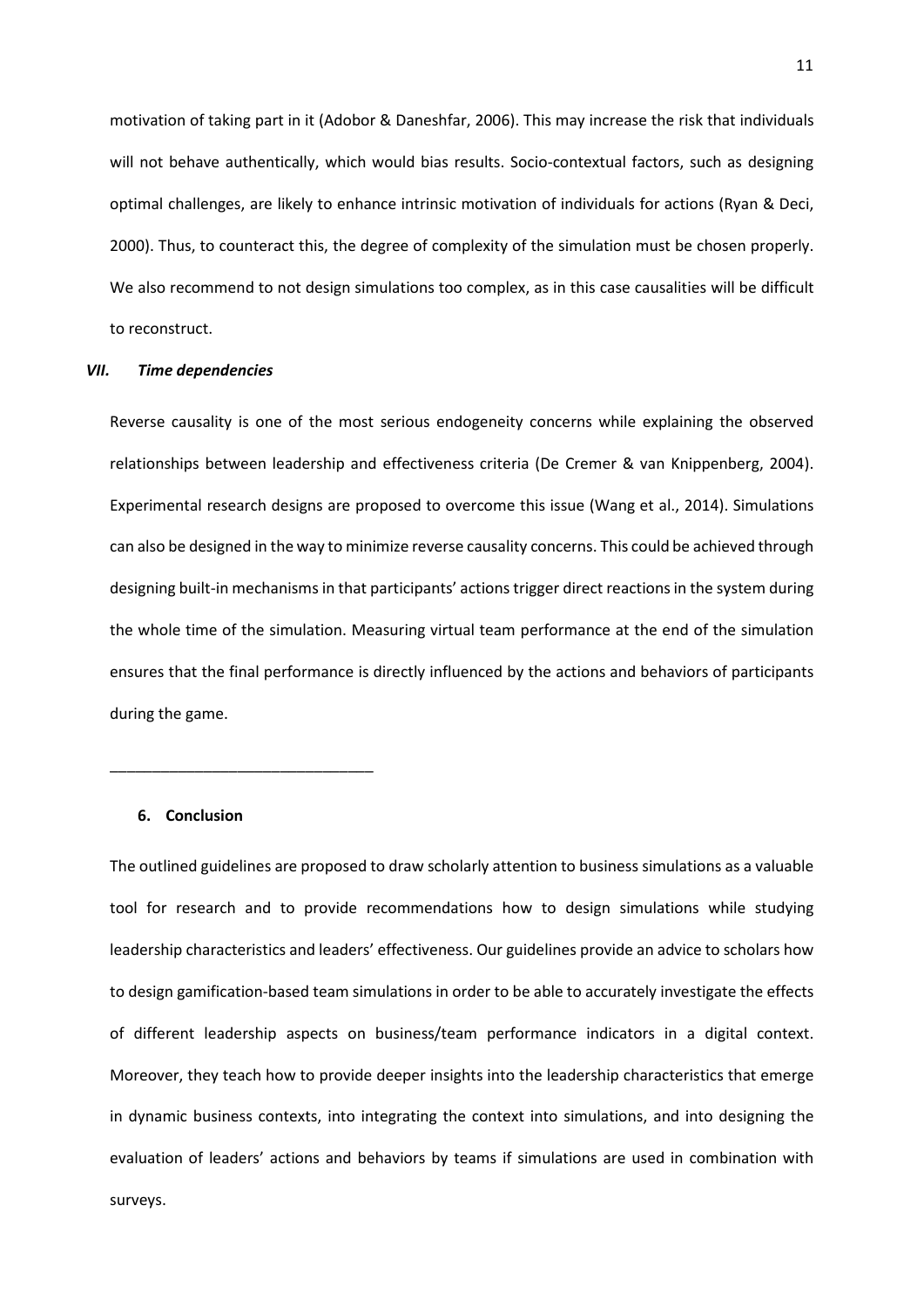motivation of taking part in it (Adobor & Daneshfar, 2006). This may increase the risk that individuals will not behave authentically, which would bias results. Socio-contextual factors, such as designing optimal challenges, are likely to enhance intrinsic motivation of individuals for actions (Ryan & Deci, 2000). Thus, to counteract this, the degree of complexity of the simulation must be chosen properly. We also recommend to not design simulations too complex, as in this case causalities will be difficult to reconstruct.

### *VII. Time dependencies*

Reverse causality is one of the most serious endogeneity concerns while explaining the observed relationships between leadership and effectiveness criteria (De Cremer & van Knippenberg, 2004). Experimental research designs are proposed to overcome this issue (Wang et al., 2014). Simulations can also be designed in the way to minimize reverse causality concerns. This could be achieved through designing built-in mechanisms in that participants' actions trigger direct reactions in the system during the whole time of the simulation. Measuring virtual team performance at the end of the simulation ensures that the final performance is directly influenced by the actions and behaviors of participants during the game.

---

## 6. Conclusion

The outlined guidelines are proposed to draw scholarly attention to business simulations as a valuable tool for research and to provide recommendations how to design simulations while studying leadership characteristics and leaders' effectiveness. Our guidelines provide an advice to scholars how to design gamification-based team simulations in order to be able to accurately investigate the effects of different leadership aspects on business/team performance indicators in a digital context. Moreover, they teach how to provide deeper insights into the leadership characteristics that emerge in dynamic business contexts, into integrating the context into simulations, and into designing the evaluation of leaders' actions and behaviors by teams if simulations are used in combination with surveys.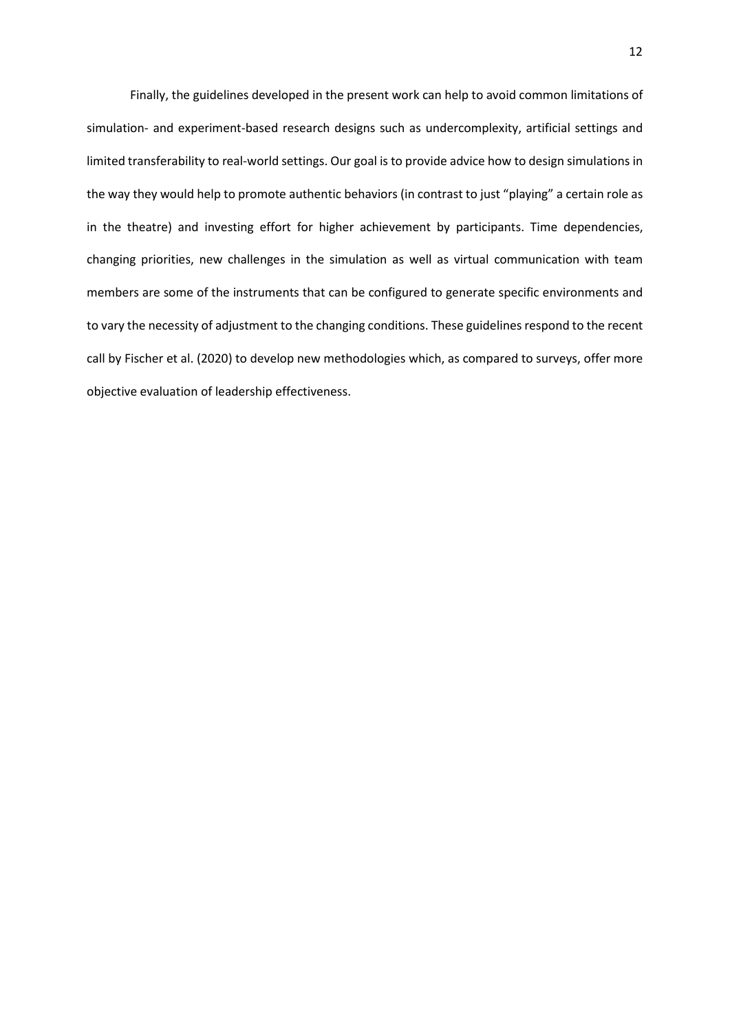Finally, the guidelines developed in the present work can help to avoid common limitations of simulation- and experiment-based research designs such as undercomplexity, artificial settings and limited transferability to real-world settings. Our goal is to provide advice how to design simulations in the way they would help to promote authentic behaviors (in contrast to just "playing" a certain role as in the theatre) and investing effort for higher achievement by participants. Time dependencies, changing priorities, new challenges in the simulation as well as virtual communication with team members are some of the instruments that can be configured to generate specific environments and to vary the necessity of adjustment to the changing conditions. These guidelines respond to the recent call by Fischer et al. (2020) to develop new methodologies which, as compared to surveys, offer more objective evaluation of leadership effectiveness.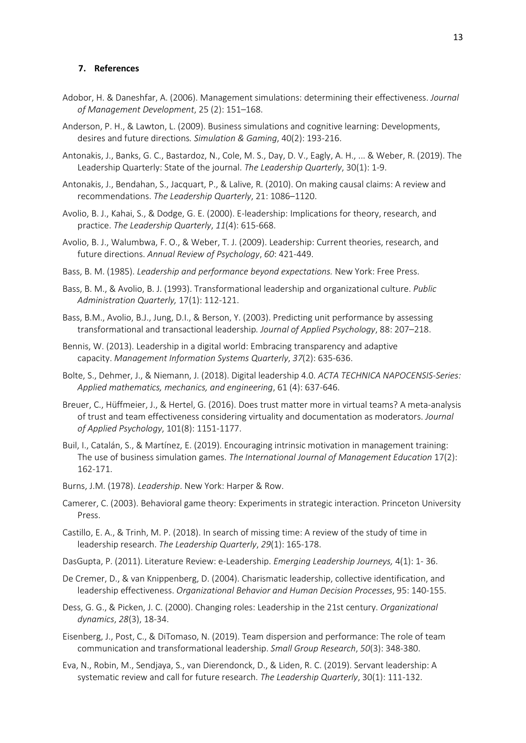## 7. References

Adobor, H. & Daneshfar, A. (2006). Management simulations: determining their effectiveness. *Journal of Management Development*, 25 (2): 151–168.

Anderson, P. H., & Lawton, L. (2009). Business simulations and cognitive learning: Developments, desires and future directions*. Simulation & Gaming*, 40(2): 193-216.

Antonakis, J., Banks, G. C., Bastardoz, N., Cole, M. S., Day, D. V., Eagly, A. H., ... & Weber, R. (2019). The Leadership Quarterly: State of the journal. *The Leadership Quarterly*, 30(1): 1-9.

Antonakis, J., Bendahan, S., Jacquart, P., & Lalive, R. (2010). On making causal claims: A review and recommendations. *The Leadership Quarterly*, 21: 1086–1120.

Avolio, B. J., Kahai, S., & Dodge, G. E. (2000). E-leadership: Implications for theory, research, and practice. *The Leadership Quarterly*, *11*(4): 615-668.

Avolio, B. J., Walumbwa, F. O., & Weber, T. J. (2009). Leadership: Current theories, research, and future directions. *Annual Review of Psychology*, *60*: 421-449.

Bass, B. M. (1985). *Leadership and performance beyond expectations.* New York: Free Press.

Bass, B. M., & Avolio, B. J. (1993). Transformational leadership and organizational culture. *Public Administration Quarterly,* 17(1): 112-121.

Bass, B.M., Avolio, B.J., Jung, D.I., & Berson, Y. (2003). Predicting unit performance by assessing transformational and transactional leadership*. Journal of Applied Psychology*, 88: 207–218.

Bennis, W. (2013). Leadership in a digital world: Embracing transparency and adaptive capacity. *Management Information Systems Quarterly*, *37*(2): 635-636.

Bolte, S., Dehmer, J., & Niemann, J. (2018). Digital leadership 4.0. *ACTA TECHNICA NAPOCENSIS-Series: Applied mathematics, mechanics, and engineering*, 61 (4): 637-646.

Breuer, C., Hüffmeier, J., & Hertel, G. (2016). Does trust matter more in virtual teams? A meta-analysis of trust and team effectiveness considering virtuality and documentation as moderators. *Journal of Applied Psychology*, 101(8): 1151-1177.

Buil, I., Catalán, S., & Martínez, E. (2019). Encouraging intrinsic motivation in management training: The use of business simulation games. *The International Journal of Management Education* 17(2): 162-171.

Burns, J.M. (1978). *Leadership*. New York: Harper & Row.

Camerer, C. (2003). Behavioral game theory: Experiments in strategic interaction. Princeton University Press.

Castillo, E. A., & Trinh, M. P. (2018). In search of missing time: A review of the study of time in leadership research. *The Leadership Quarterly*, *29*(1): 165-178.

DasGupta, P. (2011). Literature Review: e-Leadership. *Emerging Leadership Journeys,* 4(1): 1- 36.

De Cremer, D., & van Knippenberg, D. (2004). Charismatic leadership, collective identification, and leadership effectiveness. *Organizational Behavior and Human Decision Processes*, 95: 140-155.

Dess, G. G., & Picken, J. C. (2000). Changing roles: Leadership in the 21st century. *Organizational dynamics*, *28*(3), 18-34.

Eisenberg, J., Post, C., & DiTomaso, N. (2019). Team dispersion and performance: The role of team communication and transformational leadership. *Small Group Research*, *50*(3): 348-380.

Eva, N., Robin, M., Sendjaya, S., van Dierendonck, D., & Liden, R. C. (2019). Servant leadership: A systematic review and call for future research. *The Leadership Quarterly*, 30(1): 111-132.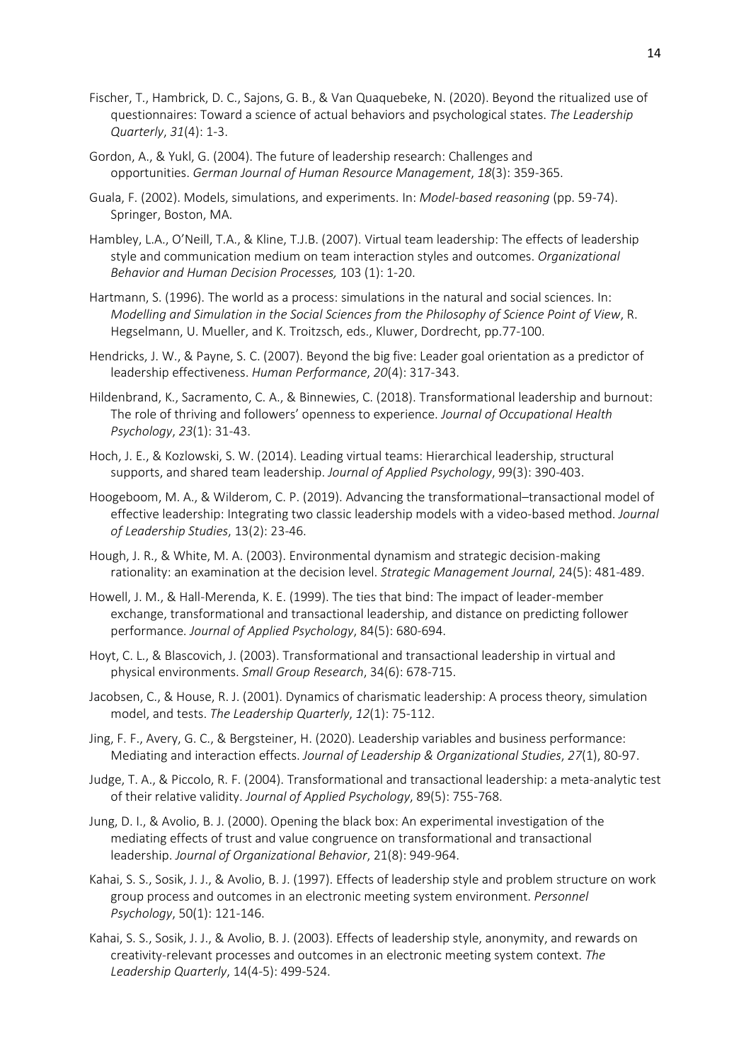Fischer, T., Hambrick, D. C., Sajons, G. B., & Van Quaquebeke, N. (2020). Beyond the ritualized use of questionnaires: Toward a science of actual behaviors and psychological states. *The Leadership Quarterly*, *31*(4): 1-3.

Gordon, A., & Yukl, G. (2004). The future of leadership research: Challenges and opportunities. *German Journal of Human Resource Management*, *18*(3): 359-365.

Guala, F. (2002). Models, simulations, and experiments. In: *Model-based reasoning* (pp. 59-74). Springer, Boston, MA.

Hambley, L.A., O'Neill, T.A., & Kline, T.J.B. (2007). Virtual team leadership: The effects of leadership style and communication medium on team interaction styles and outcomes. *Organizational Behavior and Human Decision Processes,* 103 (1): 1-20.

Hartmann, S. (1996). The world as a process: simulations in the natural and social sciences. In: *Modelling and Simulation in the Social Sciences from the Philosophy of Science Point of View*, R. Hegselmann, U. Mueller, and K. Troitzsch, eds., Kluwer, Dordrecht, pp.77-100.

Hendricks, J. W., & Payne, S. C. (2007). Beyond the big five: Leader goal orientation as a predictor of leadership effectiveness. *Human Performance*, *20*(4): 317-343.

Hildenbrand, K., Sacramento, C. A., & Binnewies, C. (2018). Transformational leadership and burnout: The role of thriving and followers' openness to experience. *Journal of Occupational Health Psychology*, *23*(1): 31-43.

Hoch, J. E., & Kozlowski, S. W. (2014). Leading virtual teams: Hierarchical leadership, structural supports, and shared team leadership. *Journal of Applied Psychology*, 99(3): 390-403.

Hoogeboom, M. A., & Wilderom, C. P. (2019). Advancing the transformational–transactional model of effective leadership: Integrating two classic leadership models with a video-based method. *Journal of Leadership Studies*, 13(2): 23-46.

Hough, J. R., & White, M. A. (2003). Environmental dynamism and strategic decision-making rationality: an examination at the decision level. *Strategic Management Journal*, 24(5): 481-489.

Howell, J. M., & Hall-Merenda, K. E. (1999). The ties that bind: The impact of leader-member exchange, transformational and transactional leadership, and distance on predicting follower performance. *Journal of Applied Psychology*, 84(5): 680-694.

Hoyt, C. L., & Blascovich, J. (2003). Transformational and transactional leadership in virtual and physical environments. *Small Group Research*, 34(6): 678-715.

Jacobsen, C., & House, R. J. (2001). Dynamics of charismatic leadership: A process theory, simulation model, and tests. *The Leadership Quarterly*, *12*(1): 75-112.

Jing, F. F., Avery, G. C., & Bergsteiner, H. (2020). Leadership variables and business performance: Mediating and interaction effects. *Journal of Leadership & Organizational Studies*, *27*(1), 80-97.

Judge, T. A., & Piccolo, R. F. (2004). Transformational and transactional leadership: a meta-analytic test of their relative validity. *Journal of Applied Psychology*, 89(5): 755-768.

Jung, D. I., & Avolio, B. J. (2000). Opening the black box: An experimental investigation of the mediating effects of trust and value congruence on transformational and transactional leadership. *Journal of Organizational Behavior*, 21(8): 949-964.

Kahai, S. S., Sosik, J. J., & Avolio, B. J. (1997). Effects of leadership style and problem structure on work group process and outcomes in an electronic meeting system environment. *Personnel Psychology*, 50(1): 121-146.

Kahai, S. S., Sosik, J. J., & Avolio, B. J. (2003). Effects of leadership style, anonymity, and rewards on creativity-relevant processes and outcomes in an electronic meeting system context. *The Leadership Quarterly*, 14(4-5): 499-524.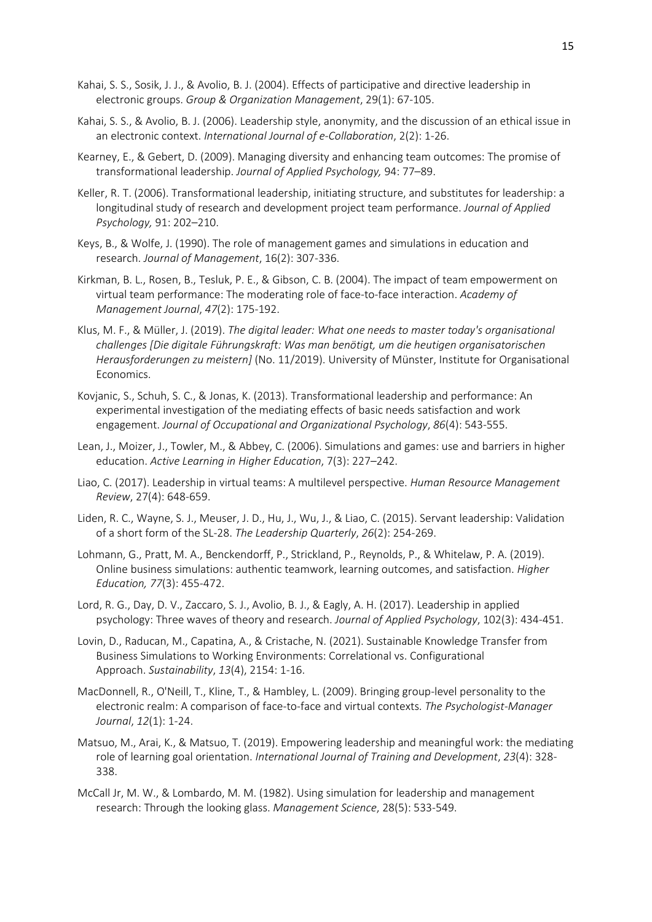Kahai, S. S., Sosik, J. J., & Avolio, B. J. (2004). Effects of participative and directive leadership in electronic groups. *Group & Organization Management*, 29(1): 67-105.

Kahai, S. S., & Avolio, B. J. (2006). Leadership style, anonymity, and the discussion of an ethical issue in an electronic context. *International Journal of e-Collaboration*, 2(2): 1-26.

Kearney, E., & Gebert, D. (2009). Managing diversity and enhancing team outcomes: The promise of transformational leadership. *Journal of Applied Psychology,* 94: 77–89.

Keller, R. T. (2006). Transformational leadership, initiating structure, and substitutes for leadership: a longitudinal study of research and development project team performance. *Journal of Applied Psychology,* 91: 202–210.

Keys, B., & Wolfe, J. (1990). The role of management games and simulations in education and research. *Journal of Management*, 16(2): 307-336.

Kirkman, B. L., Rosen, B., Tesluk, P. E., & Gibson, C. B. (2004). The impact of team empowerment on virtual team performance: The moderating role of face-to-face interaction. *Academy of Management Journal*, *47*(2): 175-192.

Klus, M. F., & Müller, J. (2019). *The digital leader: What one needs to master today's organisational challenges [Die digitale Führungskraft: Was man benötigt, um die heutigen organisatorischen Herausforderungen zu meistern]* (No. 11/2019). University of Münster, Institute for Organisational Economics.

Kovjanic, S., Schuh, S. C., & Jonas, K. (2013). Transformational leadership and performance: An experimental investigation of the mediating effects of basic needs satisfaction and work engagement. *Journal of Occupational and Organizational Psychology*, *86*(4): 543-555.

Lean, J., Moizer, J., Towler, M., & Abbey, C. (2006). Simulations and games: use and barriers in higher education. *Active Learning in Higher Education*, 7(3): 227–242.

Liao, C. (2017). Leadership in virtual teams: A multilevel perspective. *Human Resource Management Review*, 27(4): 648-659.

Liden, R. C., Wayne, S. J., Meuser, J. D., Hu, J., Wu, J., & Liao, C. (2015). Servant leadership: Validation of a short form of the SL-28. *The Leadership Quarterly*, *26*(2): 254-269.

Lohmann, G., Pratt, M. A., Benckendorff, P., Strickland, P., Reynolds, P., & Whitelaw, P. A. (2019). Online business simulations: authentic teamwork, learning outcomes, and satisfaction. *Higher Education, 77*(3): 455-472.

Lord, R. G., Day, D. V., Zaccaro, S. J., Avolio, B. J., & Eagly, A. H. (2017). Leadership in applied psychology: Three waves of theory and research. *Journal of Applied Psychology*, 102(3): 434-451.

Lovin, D., Raducan, M., Capatina, A., & Cristache, N. (2021). Sustainable Knowledge Transfer from Business Simulations to Working Environments: Correlational vs. Configurational Approach. *Sustainability*, *13*(4), 2154: 1-16.

MacDonnell, R., O'Neill, T., Kline, T., & Hambley, L. (2009). Bringing group-level personality to the electronic realm: A comparison of face-to-face and virtual contexts. *The Psychologist-Manager Journal*, *12*(1): 1-24.

Matsuo, M., Arai, K., & Matsuo, T. (2019). Empowering leadership and meaningful work: the mediating role of learning goal orientation. *International Journal of Training and Development*, *23*(4): 328-338.

McCall Jr, M. W., & Lombardo, M. M. (1982). Using simulation for leadership and management research: Through the looking glass. *Management Science*, 28(5): 533-549.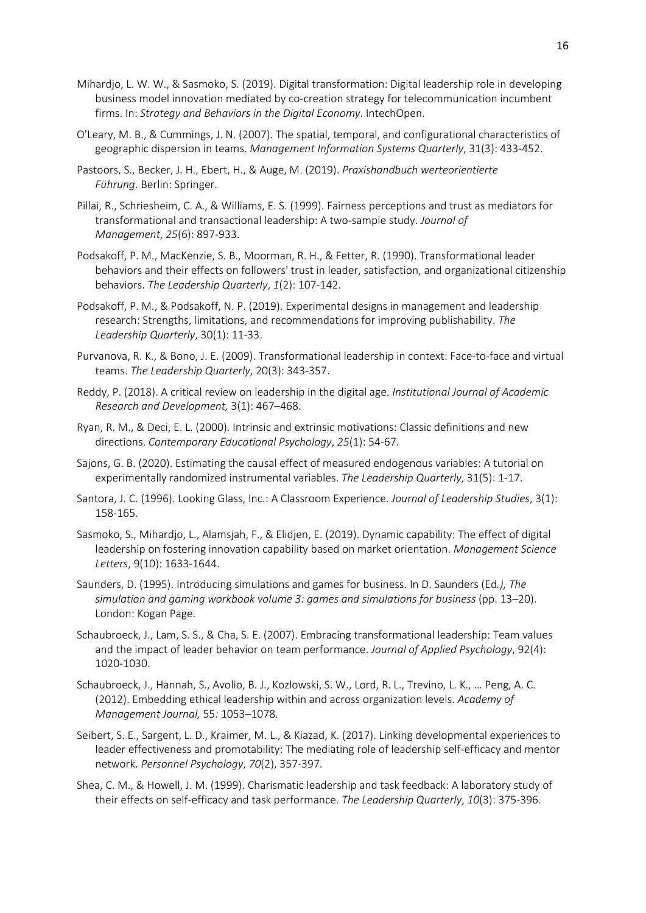Mihardjo, L. W. W., & Sasmoko, S. (2019). Digital transformation: Digital leadership role in developing business model innovation mediated by co-creation strategy for telecommunication incumbent firms. In: *Strategy and Behaviors in the Digital Economy*. IntechOpen.

O'Leary, M. B., & Cummings, J. N. (2007). The spatial, temporal, and configurational characteristics of geographic dispersion in teams. *Management Information Systems Quarterly*, 31(3): 433-452.

Pastoors, S., Becker, J. H., Ebert, H., & Auge, M. (2019). *Praxishandbuch werteorientierte Führung*. Berlin: Springer.

Pillai, R., Schriesheim, C. A., & Williams, E. S. (1999). Fairness perceptions and trust as mediators for transformational and transactional leadership: A two-sample study. *Journal of Management*, *25*(6): 897-933.

Podsakoff, P. M., MacKenzie, S. B., Moorman, R. H., & Fetter, R. (1990). Transformational leader behaviors and their effects on followers' trust in leader, satisfaction, and organizational citizenship behaviors. *The Leadership Quarterly*, *1*(2): 107-142.

Podsakoff, P. M., & Podsakoff, N. P. (2019). Experimental designs in management and leadership research: Strengths, limitations, and recommendations for improving publishability. *The Leadership Quarterly*, 30(1): 11-33.

Purvanova, R. K., & Bono, J. E. (2009). Transformational leadership in context: Face-to-face and virtual teams. *The Leadership Quarterly*, 20(3): 343-357.

Reddy, P. (2018). A critical review on leadership in the digital age. *Institutional Journal of Academic Research and Development,* 3(1): 467–468.

Ryan, R. M., & Deci, E. L. (2000). Intrinsic and extrinsic motivations: Classic definitions and new directions. *Contemporary Educational Psychology*, *25*(1): 54-67.

Sajons, G. B. (2020). Estimating the causal effect of measured endogenous variables: A tutorial on experimentally randomized instrumental variables. *The Leadership Quarterly*, 31(5): 1-17.

Santora, J. C. (1996). Looking Glass, Inc.: A Classroom Experience. *Journal of Leadership Studies*, 3(1): 158-165.

Sasmoko, S., Mihardjo, L., Alamsjah, F., & Elidjen, E. (2019). Dynamic capability: The effect of digital leadership on fostering innovation capability based on market orientation. *Management Science Letters*, 9(10): 1633-1644.

Saunders, D. (1995). Introducing simulations and games for business. In D. Saunders (Ed*.), The simulation and gaming workbook volume 3: games and simulations for business* (pp. 13–20). London: Kogan Page.

Schaubroeck, J., Lam, S. S., & Cha, S. E. (2007). Embracing transformational leadership: Team values and the impact of leader behavior on team performance. *Journal of Applied Psychology*, 92(4): 1020-1030.

Schaubroeck, J., Hannah, S., Avolio, B. J., Kozlowski, S. W., Lord, R. L., Trevino, L. K., … Peng, A. C. (2012). Embedding ethical leadership within and across organization levels. *Academy of Management Journal,* 55*:* 1053–1078.

Seibert, S. E., Sargent, L. D., Kraimer, M. L., & Kiazad, K. (2017). Linking developmental experiences to leader effectiveness and promotability: The mediating role of leadership self-efficacy and mentor network. *Personnel Psychology*, *70*(2), 357-397.

Shea, C. M., & Howell, J. M. (1999). Charismatic leadership and task feedback: A laboratory study of their effects on self-efficacy and task performance. *The Leadership Quarterly*, *10*(3): 375-396.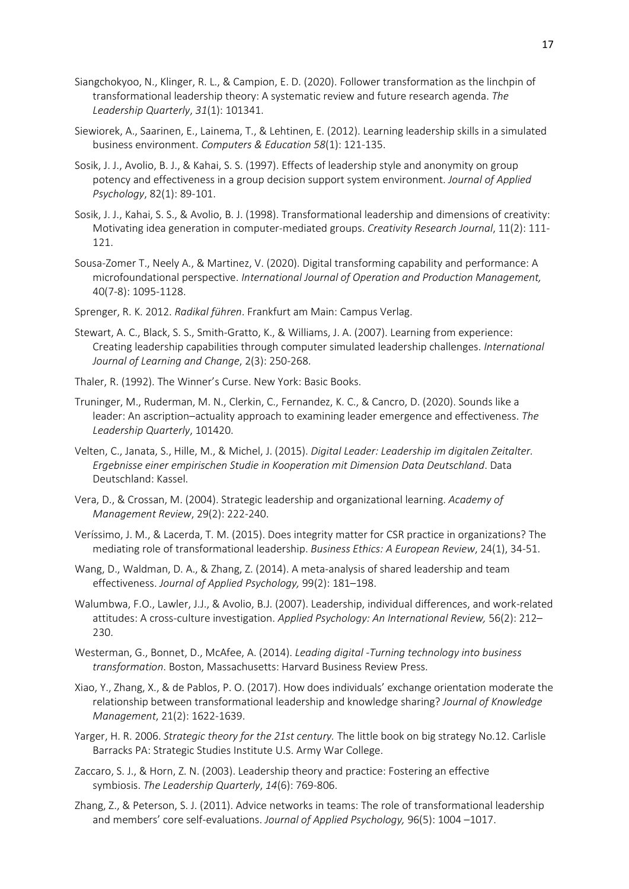Siangchokyoo, N., Klinger, R. L., & Campion, E. D. (2020). Follower transformation as the linchpin of transformational leadership theory: A systematic review and future research agenda. *The Leadership Quarterly*, *31*(1): 101341.

Siewiorek, A., Saarinen, E., Lainema, T., & Lehtinen, E. (2012). Learning leadership skills in a simulated business environment. *Computers & Education 58*(1): 121-135.

Sosik, J. J., Avolio, B. J., & Kahai, S. S. (1997). Effects of leadership style and anonymity on group potency and effectiveness in a group decision support system environment. *Journal of Applied Psychology*, 82(1): 89-101.

Sosik, J. J., Kahai, S. S., & Avolio, B. J. (1998). Transformational leadership and dimensions of creativity: Motivating idea generation in computer-mediated groups. *Creativity Research Journal*, 11(2): 111-121.

Sousa-Zomer T., Neely A., & Martinez, V. (2020). Digital transforming capability and performance: A microfoundational perspective. *International Journal of Operation and Production Management,* 40(7-8): 1095-1128.

Sprenger, R. K. 2012. *Radikal führen*. Frankfurt am Main: Campus Verlag.

Stewart, A. C., Black, S. S., Smith-Gratto, K., & Williams, J. A. (2007). Learning from experience: Creating leadership capabilities through computer simulated leadership challenges. *International Journal of Learning and Change*, 2(3): 250-268.

Thaler, R. (1992). The Winner's Curse. New York: Basic Books.

Truninger, M., Ruderman, M. N., Clerkin, C., Fernandez, K. C., & Cancro, D. (2020). Sounds like a leader: An ascription–actuality approach to examining leader emergence and effectiveness. *The Leadership Quarterly*, 101420.

Velten, C., Janata, S., Hille, M., & Michel, J. (2015). *Digital Leader: Leadership im digitalen Zeitalter. Ergebnisse einer empirischen Studie in Kooperation mit Dimension Data Deutschland*. Data Deutschland: Kassel.

Vera, D., & Crossan, M. (2004). Strategic leadership and organizational learning. *Academy of Management Review*, 29(2): 222-240.

Veríssimo, J. M., & Lacerda, T. M. (2015). Does integrity matter for CSR practice in organizations? The mediating role of transformational leadership. *Business Ethics: A European Review*, 24(1), 34-51.

Wang, D., Waldman, D. A., & Zhang, Z. (2014). A meta-analysis of shared leadership and team effectiveness. *Journal of Applied Psychology,* 99(2): 181–198.

Walumbwa, F.O., Lawler, J.J., & Avolio, B.J. (2007). Leadership, individual differences, and work-related attitudes: A cross-culture investigation. *Applied Psychology: An International Review,* 56(2): 212–230.

Westerman, G., Bonnet, D., McAfee, A. (2014). *Leading digital -Turning technology into business transformation*. Boston, Massachusetts: Harvard Business Review Press.

Xiao, Y., Zhang, X., & de Pablos, P. O. (2017). How does individuals' exchange orientation moderate the relationship between transformational leadership and knowledge sharing? *Journal of Knowledge Management*, 21(2): 1622-1639.

Yarger, H. R. 2006. *Strategic theory for the 21st century.* The little book on big strategy No.12. Carlisle Barracks PA: Strategic Studies Institute U.S. Army War College.

Zaccaro, S. J., & Horn, Z. N. (2003). Leadership theory and practice: Fostering an effective symbiosis. *The Leadership Quarterly*, *14*(6): 769-806.

Zhang, Z., & Peterson, S. J. (2011). Advice networks in teams: The role of transformational leadership and members' core self-evaluations. *Journal of Applied Psychology,* 96(5): 1004 –1017.